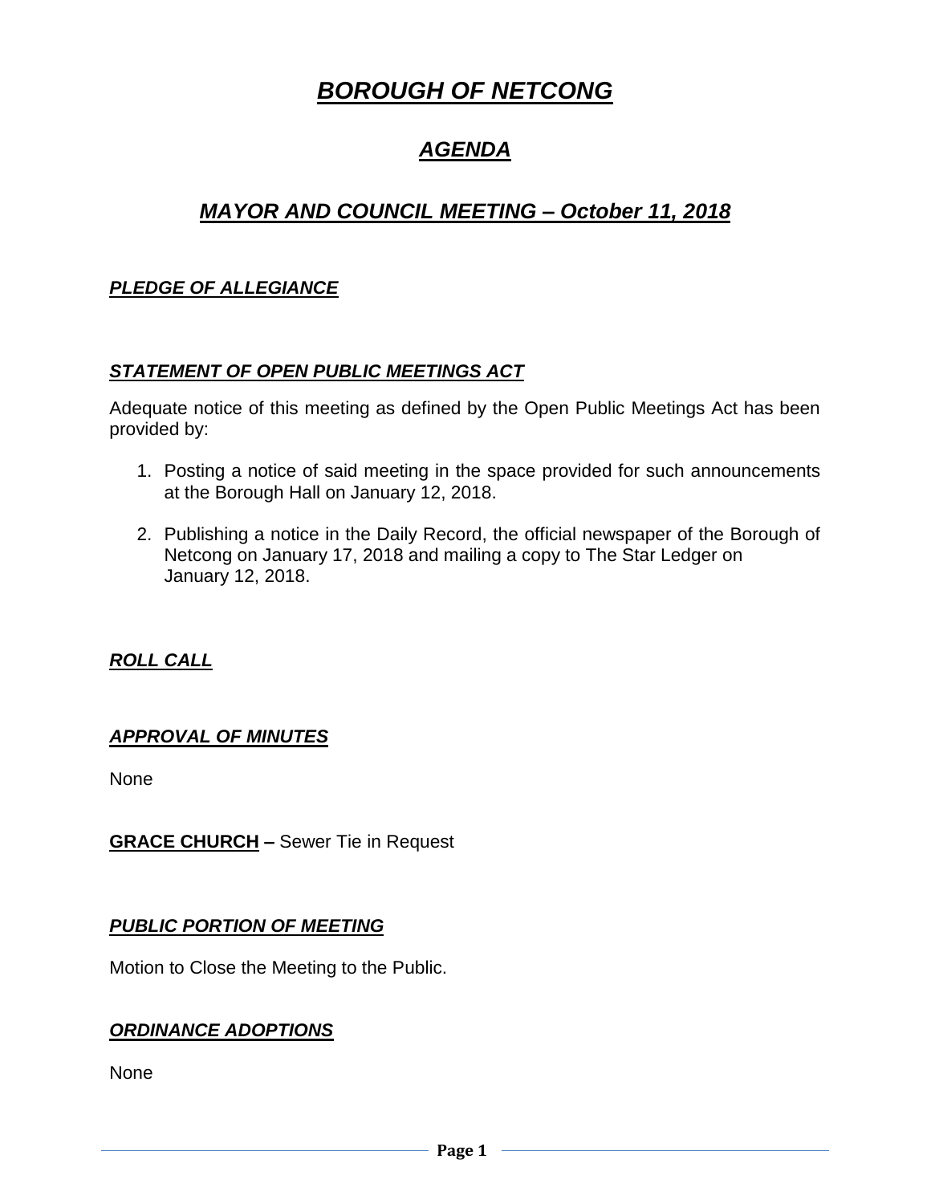# ***BOROUGH OF NETCONG***

## ***AGENDA***

## ***MAYOR AND COUNCIL MEETING – October 11, 2018***

### ***PLEDGE OF ALLEGIANCE***

### ***STATEMENT OF OPEN PUBLIC MEETINGS ACT***

Adequate notice of this meeting as defined by the Open Public Meetings Act has been provided by:

1. Posting a notice of said meeting in the space provided for such announcements at the Borough Hall on January 12, 2018.

2. Publishing a notice in the Daily Record, the official newspaper of the Borough of Netcong on January 17, 2018 and mailing a copy to The Star Ledger on January 12, 2018.

### ***ROLL CALL***

### ***APPROVAL OF MINUTES***

None

**GRACE CHURCH –** Sewer Tie in Request

### ***PUBLIC PORTION OF MEETING***

Motion to Close the Meeting to the Public.

### ***ORDINANCE ADOPTIONS***

None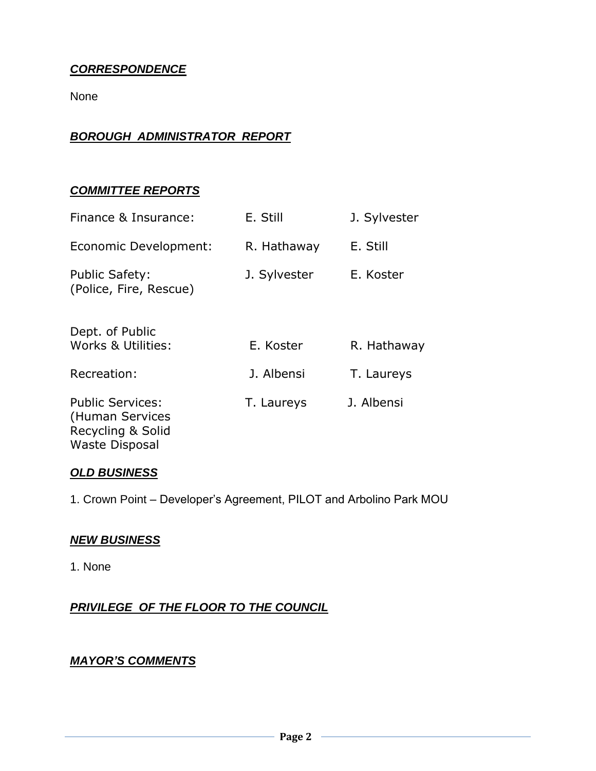***CORRESPONDENCE***

None

***BOROUGH ADMINISTRATOR REPORT***

***COMMITTEE REPORTS***

| | | |
|---|---|---|
| Finance & Insurance: | E. Still | J. Sylvester |
| Economic Development: | R. Hathaway | E. Still |
| Public Safety: (Police, Fire, Rescue) | J. Sylvester | E. Koster |
| Dept. of Public Works & Utilities: | E. Koster | R. Hathaway |
| Recreation: | J. Albensi | T. Laureys |
| Public Services: (Human Services Recycling & Solid Waste Disposal | T. Laureys | J. Albensi |

***OLD BUSINESS***

1. Crown Point – Developer's Agreement, PILOT and Arbolino Park MOU

***NEW BUSINESS***

1. None

***PRIVILEGE OF THE FLOOR TO THE COUNCIL***

***MAYOR'S COMMENTS***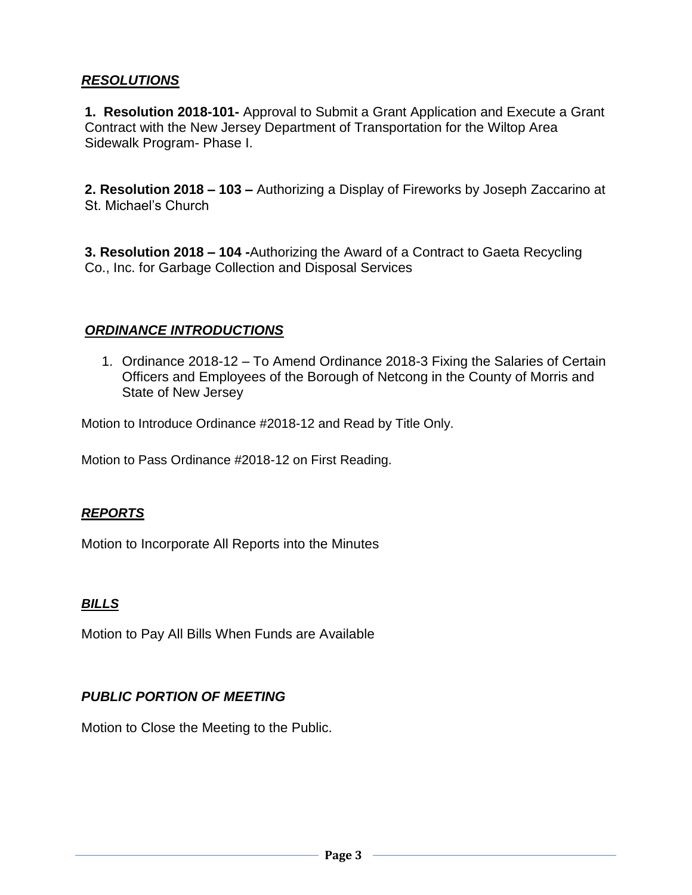***RESOLUTIONS***

**1. Resolution 2018-101-** Approval to Submit a Grant Application and Execute a Grant Contract with the New Jersey Department of Transportation for the Wiltop Area Sidewalk Program- Phase I.

**2. Resolution 2018 – 103 –** Authorizing a Display of Fireworks by Joseph Zaccarino at St. Michael's Church

**3. Resolution 2018 – 104 -**Authorizing the Award of a Contract to Gaeta Recycling Co., Inc. for Garbage Collection and Disposal Services

***ORDINANCE INTRODUCTIONS***

1. Ordinance 2018-12 – To Amend Ordinance 2018-3 Fixing the Salaries of Certain Officers and Employees of the Borough of Netcong in the County of Morris and State of New Jersey

Motion to Introduce Ordinance #2018-12 and Read by Title Only.

Motion to Pass Ordinance #2018-12 on First Reading.

***REPORTS***

Motion to Incorporate All Reports into the Minutes

***BILLS***

Motion to Pay All Bills When Funds are Available

***PUBLIC PORTION OF MEETING***

Motion to Close the Meeting to the Public.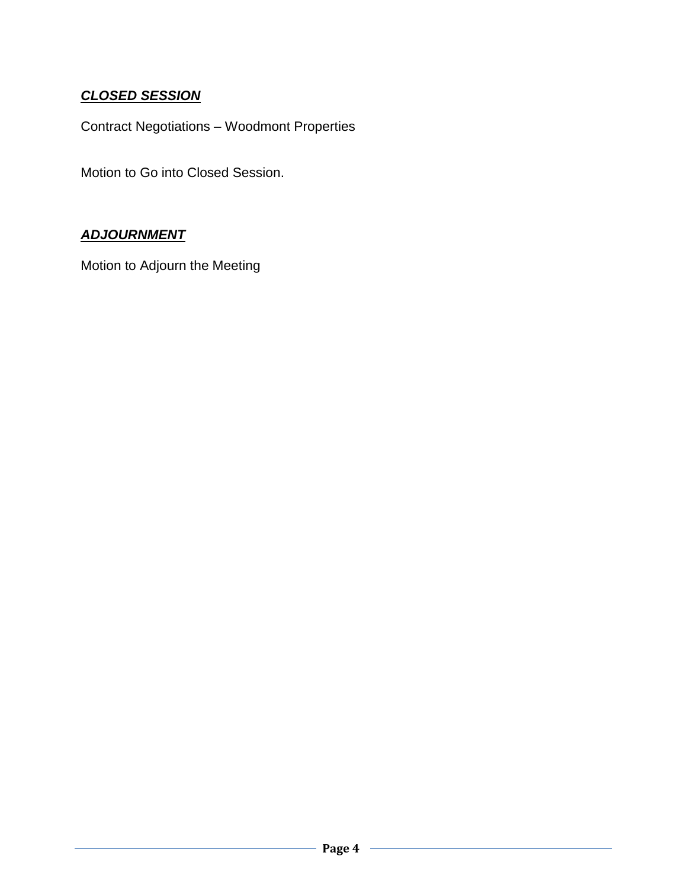***CLOSED SESSION***

Contract Negotiations – Woodmont Properties

Motion to Go into Closed Session.

***ADJOURNMENT***

Motion to Adjourn the Meeting